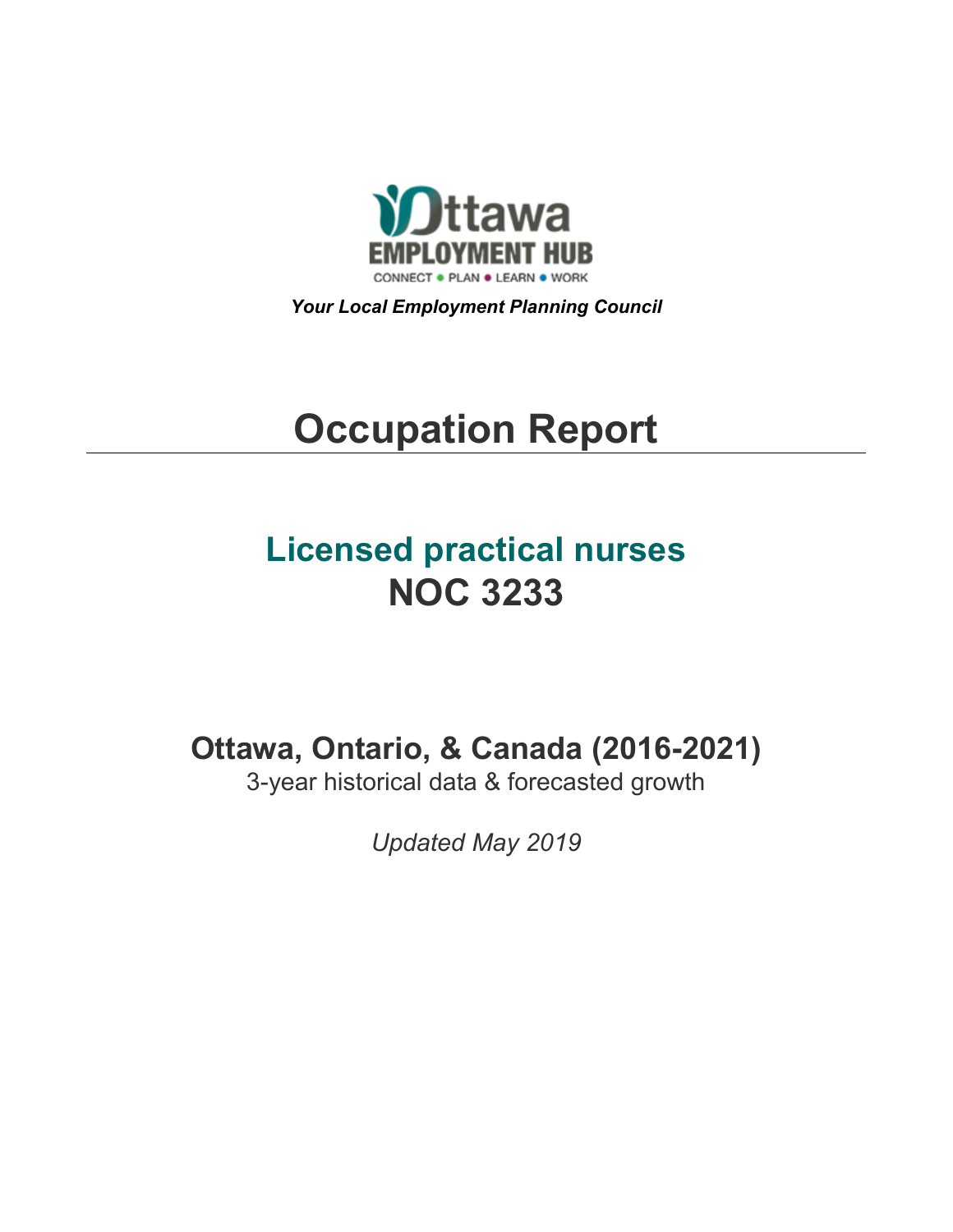Ottawa EMPLOYMENT HUB

CONNECT • PLAN • LEARN • WORK

***Your Local Employment Planning Council***

# Occupation Report

## Licensed practical nurses
## NOC 3233

### Ottawa, Ontario, & Canada (2016-2021)

3-year historical data & forecasted growth

*Updated May 2019*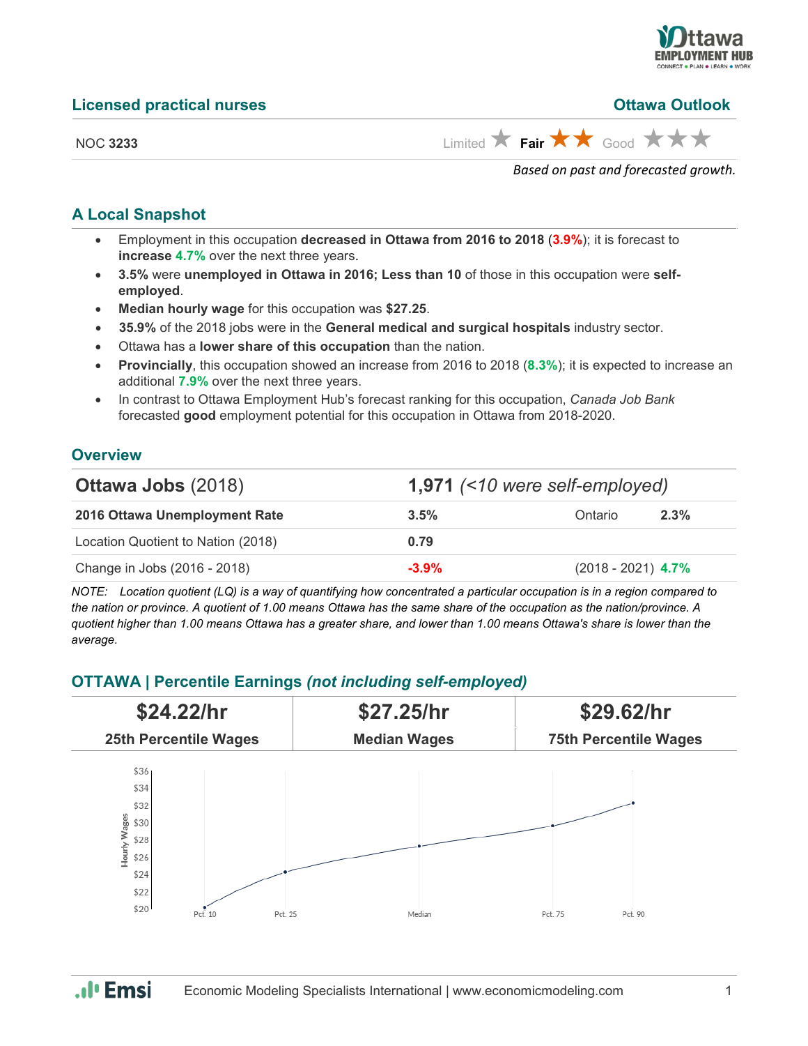## Licensed practical nurses

**Ottawa Outlook**

NOC **3233**

Limited ★ **Fair ★★** Good ★★★

*Based on past and forecasted growth.*

## A Local Snapshot

- Employment in this occupation **decreased in Ottawa from 2016 to 2018** (**3.9%**); it is forecast to **increase 4.7%** over the next three years.
- **3.5%** were **unemployed in Ottawa in 2016; Less than 10** of those in this occupation were **self-employed**.
- **Median hourly wage** for this occupation was **$27.25**.
- **35.9%** of the 2018 jobs were in the **General medical and surgical hospitals** industry sector.
- Ottawa has a **lower share of this occupation** than the nation.
- **Provincially**, this occupation showed an increase from 2016 to 2018 (**8.3%**); it is expected to increase an additional **7.9%** over the next three years.
- In contrast to Ottawa Employment Hub's forecast ranking for this occupation, *Canada Job Bank* forecasted **good** employment potential for this occupation in Ottawa from 2018-2020.

## Overview

| **Ottawa Jobs** (2018) | **1,971** *(<10 were self-employed)* | | |
|---|---|---|---|
| **2016 Ottawa Unemployment Rate** | **3.5%** | Ontario | **2.3%** |
| Location Quotient to Nation (2018) | **0.79** | | |
| Change in Jobs (2016 - 2018) | **-3.9%** | (2018 - 2021) | **4.7%** |

*NOTE: Location quotient (LQ) is a way of quantifying how concentrated a particular occupation is in a region compared to the nation or province. A quotient of 1.00 means Ottawa has the same share of the occupation as the nation/province. A quotient higher than 1.00 means Ottawa has a greater share, and lower than 1.00 means Ottawa's share is lower than the average.*

## OTTAWA | Percentile Earnings *(not including self-employed)*

| **$24.22/hr** | **$27.25/hr** | **$29.62/hr** |
|---|---|---|
| **25th Percentile Wages** | **Median Wages** | **75th Percentile Wages** |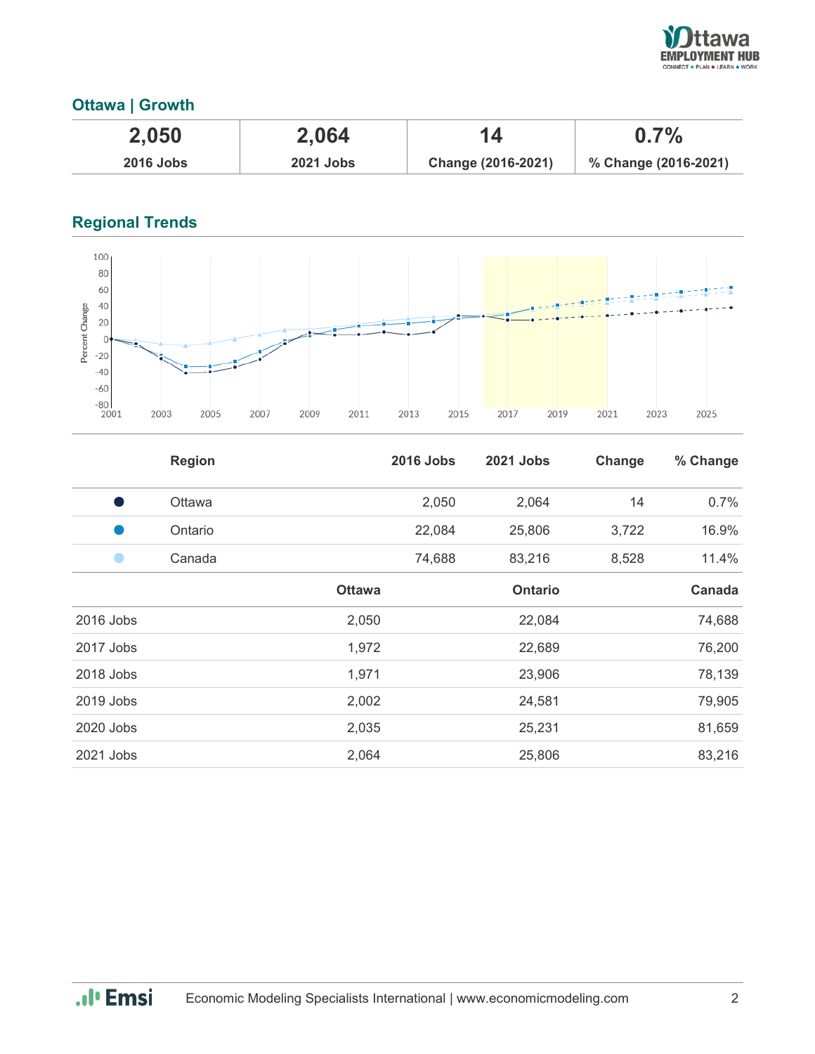## Ottawa | Growth

| 2,050 | 2,064 | 14 | 0.7% |
|---|---|---|---|
| **2016 Jobs** | **2021 Jobs** | **Change (2016-2021)** | **% Change (2016-2021)** |

## Regional Trends

| | Region | 2016 Jobs | 2021 Jobs | Change | % Change |
|---|---|---|---|---|---|
| ● | Ottawa | 2,050 | 2,064 | 14 | 0.7% |
| ● | Ontario | 22,084 | 25,806 | 3,722 | 16.9% |
| ● | Canada | 74,688 | 83,216 | 8,528 | 11.4% |

| | Ottawa | Ontario | Canada |
|---|---|---|---|
| 2016 Jobs | 2,050 | 22,084 | 74,688 |
| 2017 Jobs | 1,972 | 22,689 | 76,200 |
| 2018 Jobs | 1,971 | 23,906 | 78,139 |
| 2019 Jobs | 2,002 | 24,581 | 79,905 |
| 2020 Jobs | 2,035 | 25,231 | 81,659 |
| 2021 Jobs | 2,064 | 25,806 | 83,216 |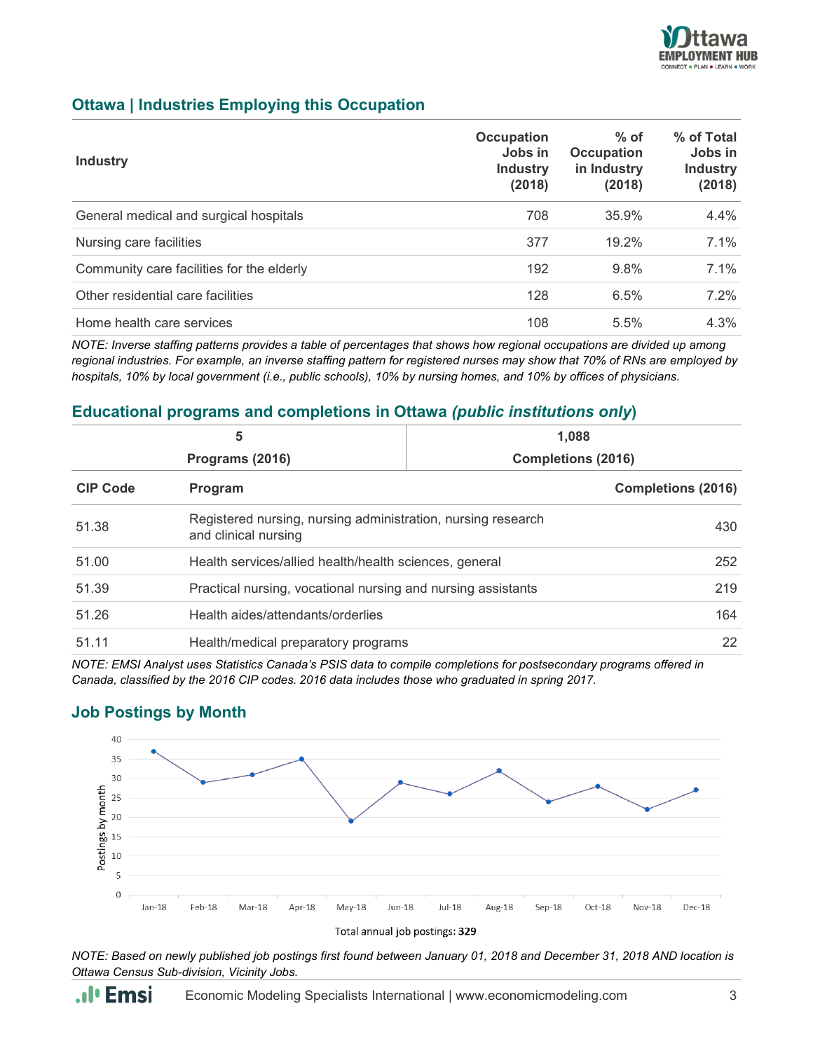## Ottawa | Industries Employing this Occupation

| Industry | Occupation Jobs in Industry (2018) | % of Occupation in Industry (2018) | % of Total Jobs in Industry (2018) |
|---|---|---|---|
| General medical and surgical hospitals | 708 | 35.9% | 4.4% |
| Nursing care facilities | 377 | 19.2% | 7.1% |
| Community care facilities for the elderly | 192 | 9.8% | 7.1% |
| Other residential care facilities | 128 | 6.5% | 7.2% |
| Home health care services | 108 | 5.5% | 4.3% |

*NOTE: Inverse staffing patterns provides a table of percentages that shows how regional occupations are divided up among regional industries. For example, an inverse staffing pattern for registered nurses may show that 70% of RNs are employed by hospitals, 10% by local government (i.e., public schools), 10% by nursing homes, and 10% by offices of physicians.*

## Educational programs and completions in Ottawa *(public institutions only)*

| 5 | 1,088 |
|---|---|
| Programs (2016) | Completions (2016) |

| CIP Code | Program | Completions (2016) |
|---|---|---|
| 51.38 | Registered nursing, nursing administration, nursing research and clinical nursing | 430 |
| 51.00 | Health services/allied health/health sciences, general | 252 |
| 51.39 | Practical nursing, vocational nursing and nursing assistants | 219 |
| 51.26 | Health aides/attendants/orderlies | 164 |
| 51.11 | Health/medical preparatory programs | 22 |

*NOTE: EMSI Analyst uses Statistics Canada's PSIS data to compile completions for postsecondary programs offered in Canada, classified by the 2016 CIP codes. 2016 data includes those who graduated in spring 2017.*

## Job Postings by Month

| Month | Postings by month |
|---|---|
| Jan-18 | 37 |
| Feb-18 | 29 |
| Mar-18 | 31 |
| Apr-18 | 35 |
| May-18 | 19 |
| Jun-18 | 29 |
| Jul-18 | 26 |
| Aug-18 | 32 |
| Sep-18 | 24 |
| Oct-18 | 28 |
| Nov-18 | 22 |
| Dec-18 | 27 |

Total annual job postings: **329**

*NOTE: Based on newly published job postings first found between January 01, 2018 and December 31, 2018 AND location is Ottawa Census Sub-division, Vicinity Jobs.*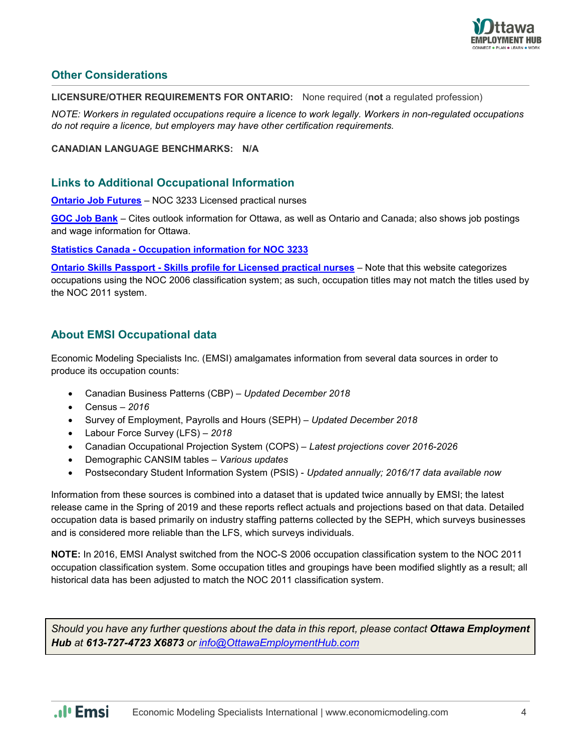## Other Considerations

**LICENSURE/OTHER REQUIREMENTS FOR ONTARIO:** None required (**not** a regulated profession)

*NOTE: Workers in regulated occupations require a licence to work legally. Workers in non-regulated occupations do not require a licence, but employers may have other certification requirements.*

**CANADIAN LANGUAGE BENCHMARKS: N/A**

## Links to Additional Occupational Information

**Ontario Job Futures** – NOC 3233 Licensed practical nurses

**GOC Job Bank** – Cites outlook information for Ottawa, as well as Ontario and Canada; also shows job postings and wage information for Ottawa.

**Statistics Canada - Occupation information for NOC 3233**

**Ontario Skills Passport - Skills profile for Licensed practical nurses** – Note that this website categorizes occupations using the NOC 2006 classification system; as such, occupation titles may not match the titles used by the NOC 2011 system.

## About EMSI Occupational data

Economic Modeling Specialists Inc. (EMSI) amalgamates information from several data sources in order to produce its occupation counts:

- Canadian Business Patterns (CBP) – *Updated December 2018*
- Census – *2016*
- Survey of Employment, Payrolls and Hours (SEPH) – *Updated December 2018*
- Labour Force Survey (LFS) – *2018*
- Canadian Occupational Projection System (COPS) – *Latest projections cover 2016-2026*
- Demographic CANSIM tables – *Various updates*
- Postsecondary Student Information System (PSIS) - *Updated annually; 2016/17 data available now*

Information from these sources is combined into a dataset that is updated twice annually by EMSI; the latest release came in the Spring of 2019 and these reports reflect actuals and projections based on that data. Detailed occupation data is based primarily on industry staffing patterns collected by the SEPH, which surveys businesses and is considered more reliable than the LFS, which surveys individuals.

**NOTE:** In 2016, EMSI Analyst switched from the NOC-S 2006 occupation classification system to the NOC 2011 occupation classification system. Some occupation titles and groupings have been modified slightly as a result; all historical data has been adjusted to match the NOC 2011 classification system.

*Should you have any further questions about the data in this report, please contact **Ottawa Employment Hub** at **613-727-4723 X6873** or info@OttawaEmploymentHub.com*